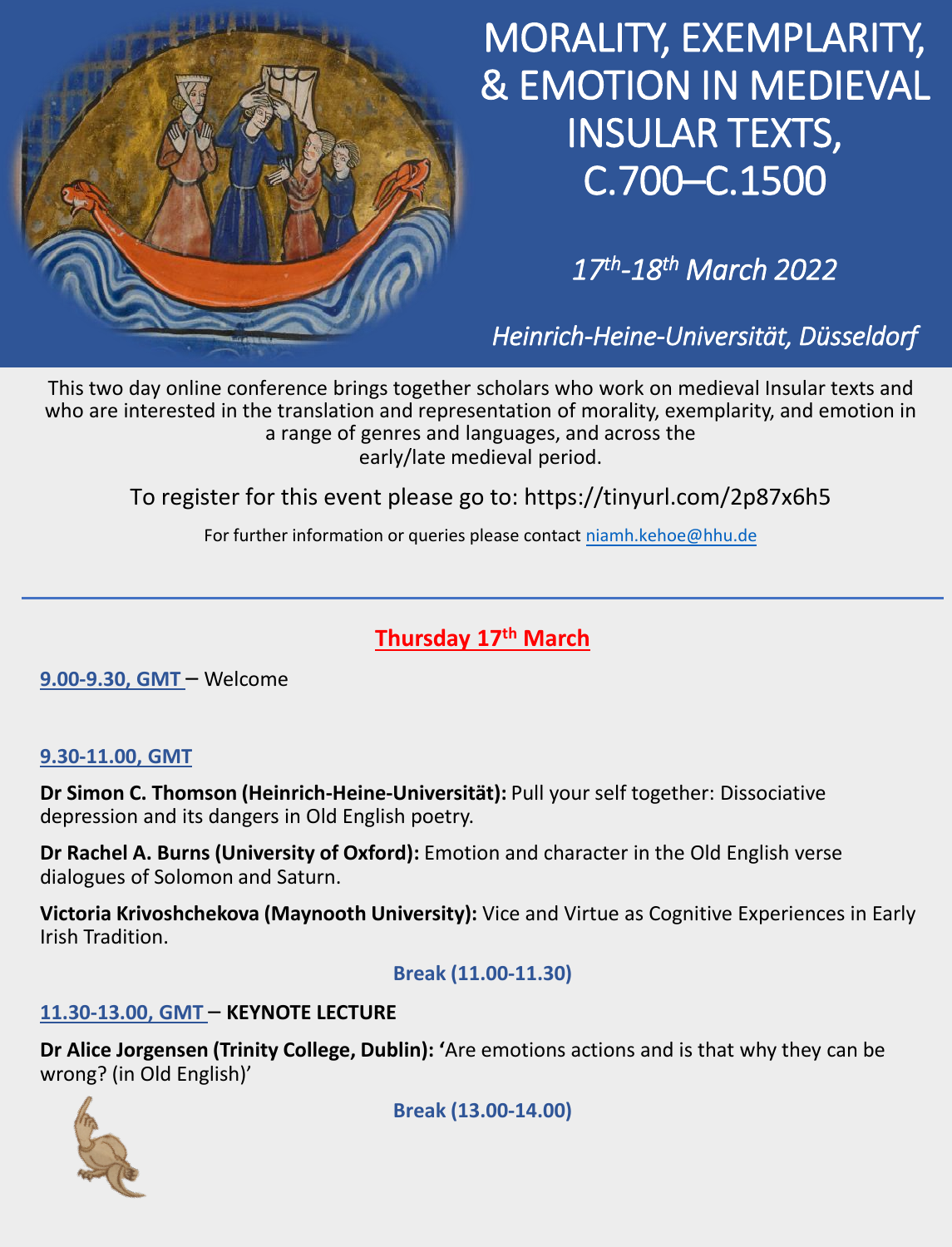# MORALITY, EXEMPLARITY, & EMOTION IN MEDIEVAL INSULAR TEXTS, C.700–C.1500

*17th-18th March 2022*

*Heinrich-Heine-Universität, Düsseldorf*

This two day online conference brings together scholars who work on medieval Insular texts and who are interested in the translation and representation of morality, exemplarity, and emotion in a range of genres and languages, and across the early/late medieval period.

To register for this event please go to: https://tinyurl.com/2p87x6h5

For further information or queries please contact niamh.kehoe@hhu.de

---

## Thursday 17th March

**9.00-9.30, GMT** – Welcome

**9.30-11.00, GMT**

**Dr Simon C. Thomson (Heinrich-Heine-Universität):** Pull your self together: Dissociative depression and its dangers in Old English poetry.

**Dr Rachel A. Burns (University of Oxford):** Emotion and character in the Old English verse dialogues of Solomon and Saturn.

**Victoria Krivoshchekova (Maynooth University):** Vice and Virtue as Cognitive Experiences in Early Irish Tradition.

**Break (11.00-11.30)**

**11.30-13.00, GMT** – **KEYNOTE LECTURE**

**Dr Alice Jorgensen (Trinity College, Dublin):** 'Are emotions actions and is that why they can be wrong? (in Old English)'

**Break (13.00-14.00)**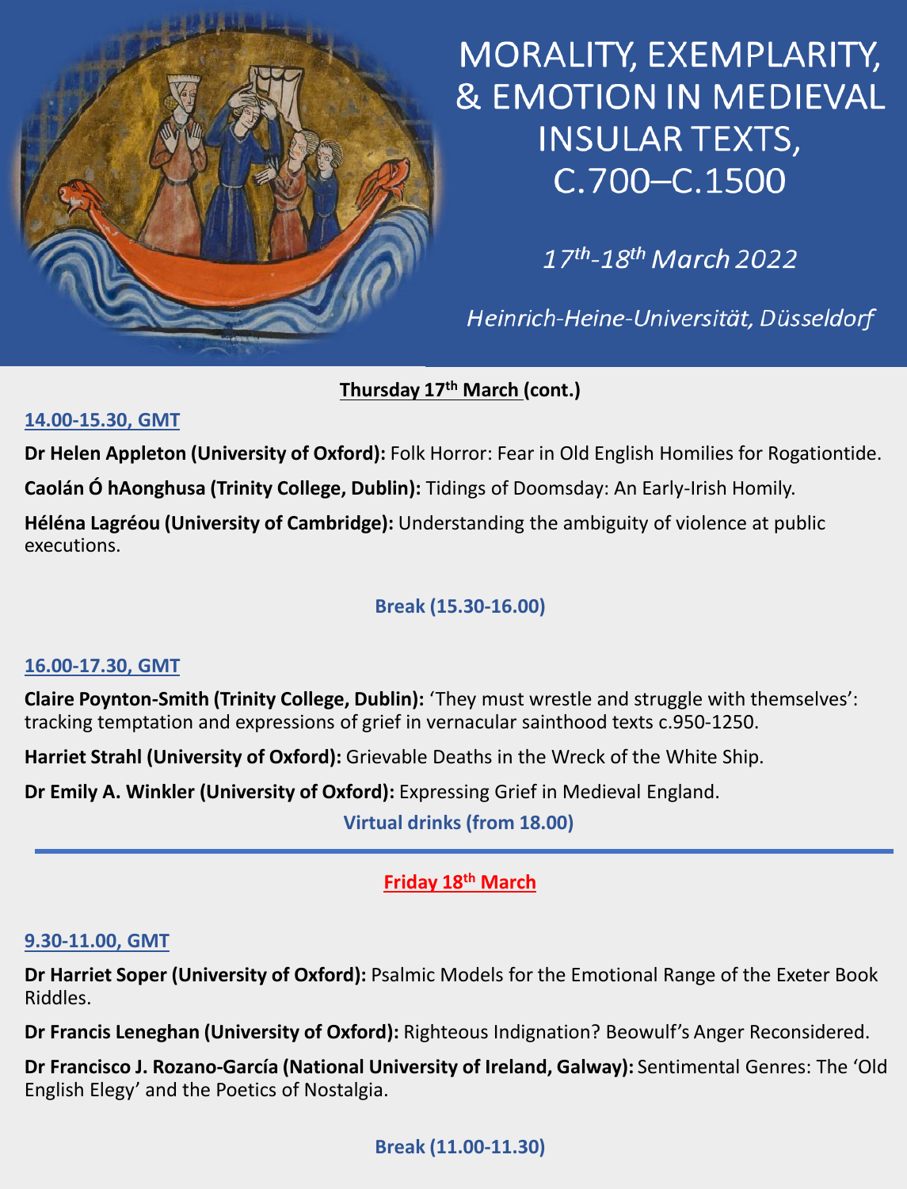# MORALITY, EXEMPLARITY, & EMOTION IN MEDIEVAL INSULAR TEXTS, C.700–C.1500

*17th-18th March 2022*

*Heinrich-Heine-Universität, Düsseldorf*

## Thursday 17th March (cont.)

### 14.00-15.30, GMT

**Dr Helen Appleton (University of Oxford):** Folk Horror: Fear in Old English Homilies for Rogationtide.

**Caolán Ó hAonghusa (Trinity College, Dublin):** Tidings of Doomsday: An Early-Irish Homily.

**Héléna Lagréou (University of Cambridge):** Understanding the ambiguity of violence at public executions.

**Break (15.30-16.00)**

### 16.00-17.30, GMT

**Claire Poynton-Smith (Trinity College, Dublin):** 'They must wrestle and struggle with themselves': tracking temptation and expressions of grief in vernacular sainthood texts c.950-1250.

**Harriet Strahl (University of Oxford):** Grievable Deaths in the Wreck of the White Ship.

**Dr Emily A. Winkler (University of Oxford):** Expressing Grief in Medieval England.

**Virtual drinks (from 18.00)**

---

## Friday 18th March

### 9.30-11.00, GMT

**Dr Harriet Soper (University of Oxford):** Psalmic Models for the Emotional Range of the Exeter Book Riddles.

**Dr Francis Leneghan (University of Oxford):** Righteous Indignation? Beowulf's Anger Reconsidered.

**Dr Francisco J. Rozano-García (National University of Ireland, Galway):** Sentimental Genres: The 'Old English Elegy' and the Poetics of Nostalgia.

**Break (11.00-11.30)**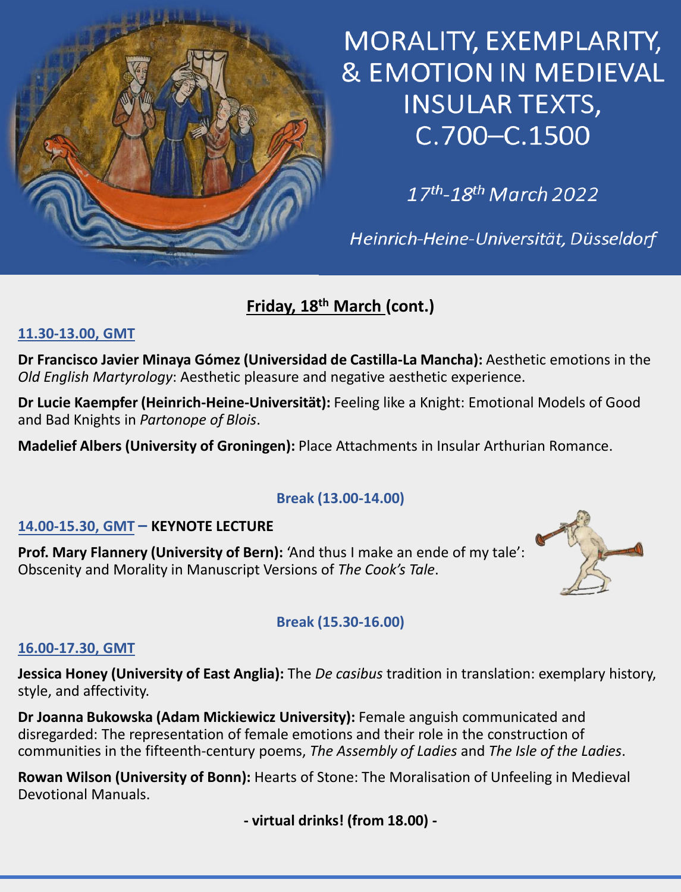# MORALITY, EXEMPLARITY, & EMOTION IN MEDIEVAL INSULAR TEXTS, C.700–C.1500

*17th-18th March 2022*

*Heinrich-Heine-Universität, Düsseldorf*

## Friday, 18th March (cont.)

**11.30-13.00, GMT**

**Dr Francisco Javier Minaya Gómez (Universidad de Castilla-La Mancha):** Aesthetic emotions in the *Old English Martyrology*: Aesthetic pleasure and negative aesthetic experience.

**Dr Lucie Kaempfer (Heinrich-Heine-Universität):** Feeling like a Knight: Emotional Models of Good and Bad Knights in *Partonope of Blois*.

**Madelief Albers (University of Groningen):** Place Attachments in Insular Arthurian Romance.

**Break (13.00-14.00)**

**14.00-15.30, GMT – KEYNOTE LECTURE**

**Prof. Mary Flannery (University of Bern):** 'And thus I make an ende of my tale': Obscenity and Morality in Manuscript Versions of *The Cook's Tale*.

**Break (15.30-16.00)**

**16.00-17.30, GMT**

**Jessica Honey (University of East Anglia):** The *De casibus* tradition in translation: exemplary history, style, and affectivity.

**Dr Joanna Bukowska (Adam Mickiewicz University):** Female anguish communicated and disregarded: The representation of female emotions and their role in the construction of communities in the fifteenth-century poems, *The Assembly of Ladies* and *The Isle of the Ladies*.

**Rowan Wilson (University of Bonn):** Hearts of Stone: The Moralisation of Unfeeling in Medieval Devotional Manuals.

**- virtual drinks! (from 18.00) -**